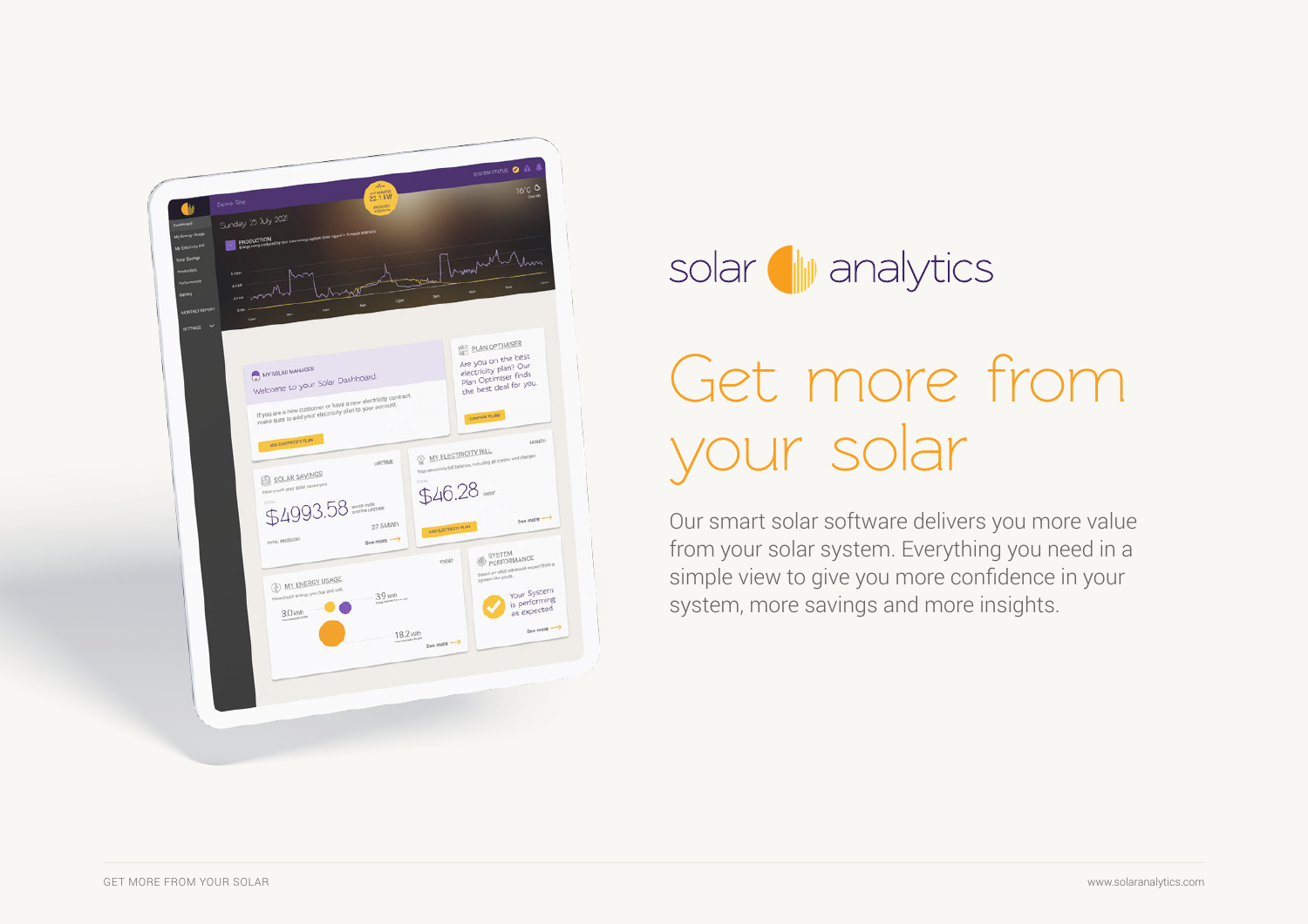solar analytics

# Get more from your solar

Our smart solar software delivers you more value from your solar system. Everything you need in a simple view to give you more confidence in your system, more savings and more insights.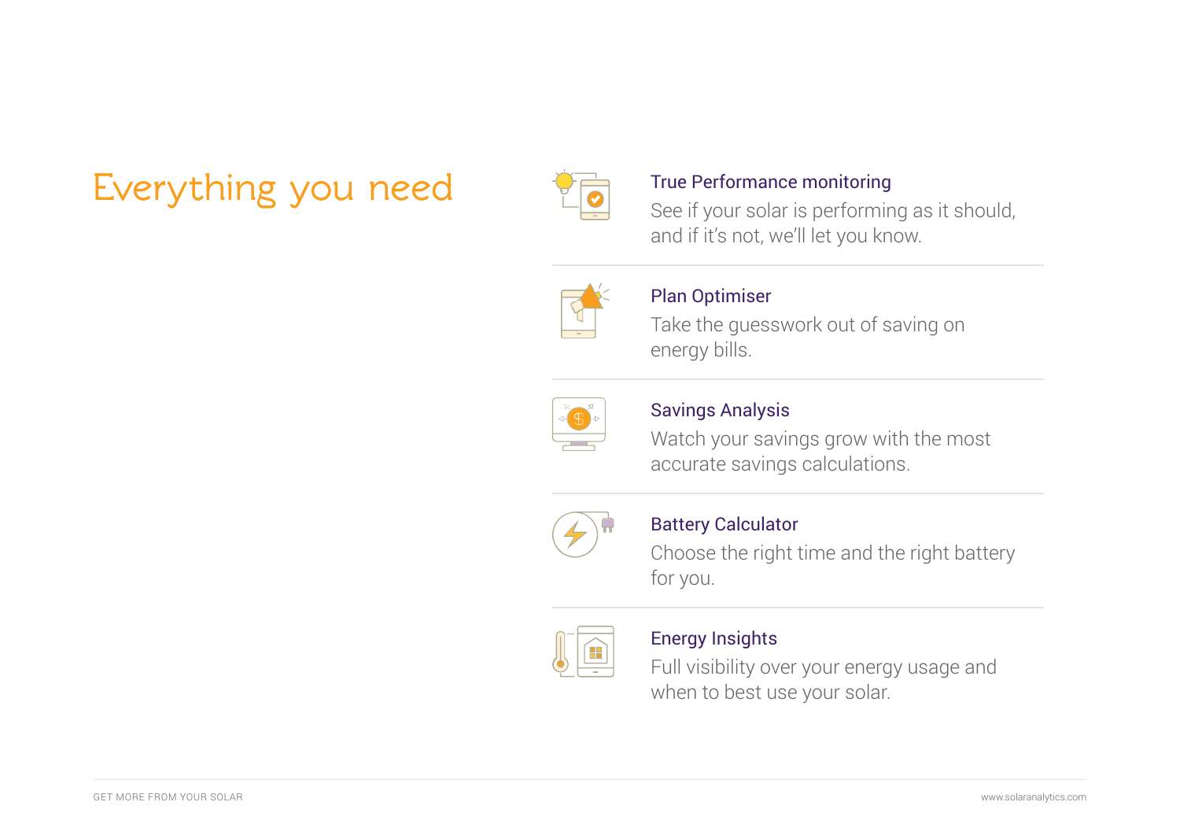# Everything you need

### True Performance monitoring

See if your solar is performing as it should, and if it's not, we'll let you know.

### Plan Optimiser

Take the guesswork out of saving on energy bills.

### Savings Analysis

Watch your savings grow with the most accurate savings calculations.

### Battery Calculator

Choose the right time and the right battery for you.

### Energy Insights

Full visibility over your energy usage and when to best use your solar.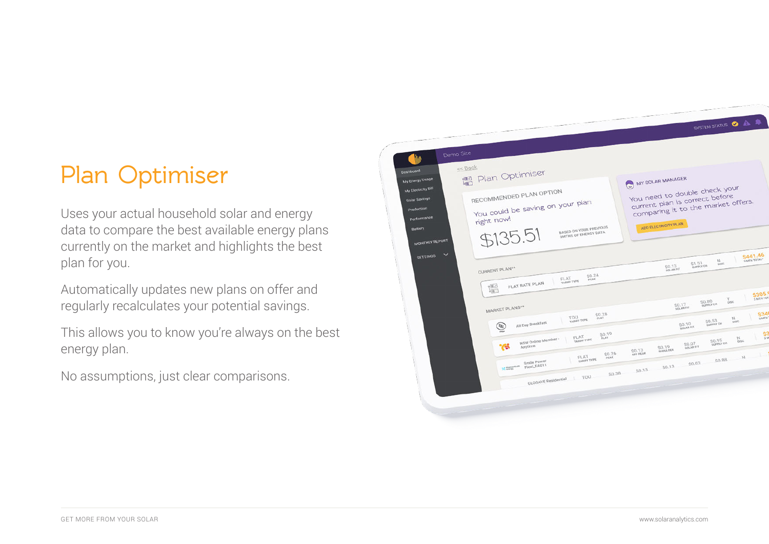# Plan Optimiser

Uses your actual household solar and energy data to compare the best available energy plans currently on the market and highlights the best plan for you.

Automatically updates new plans on offer and regularly recalculates your potential savings.

This allows you to know you're always on the best energy plan.

No assumptions, just clear comparisons.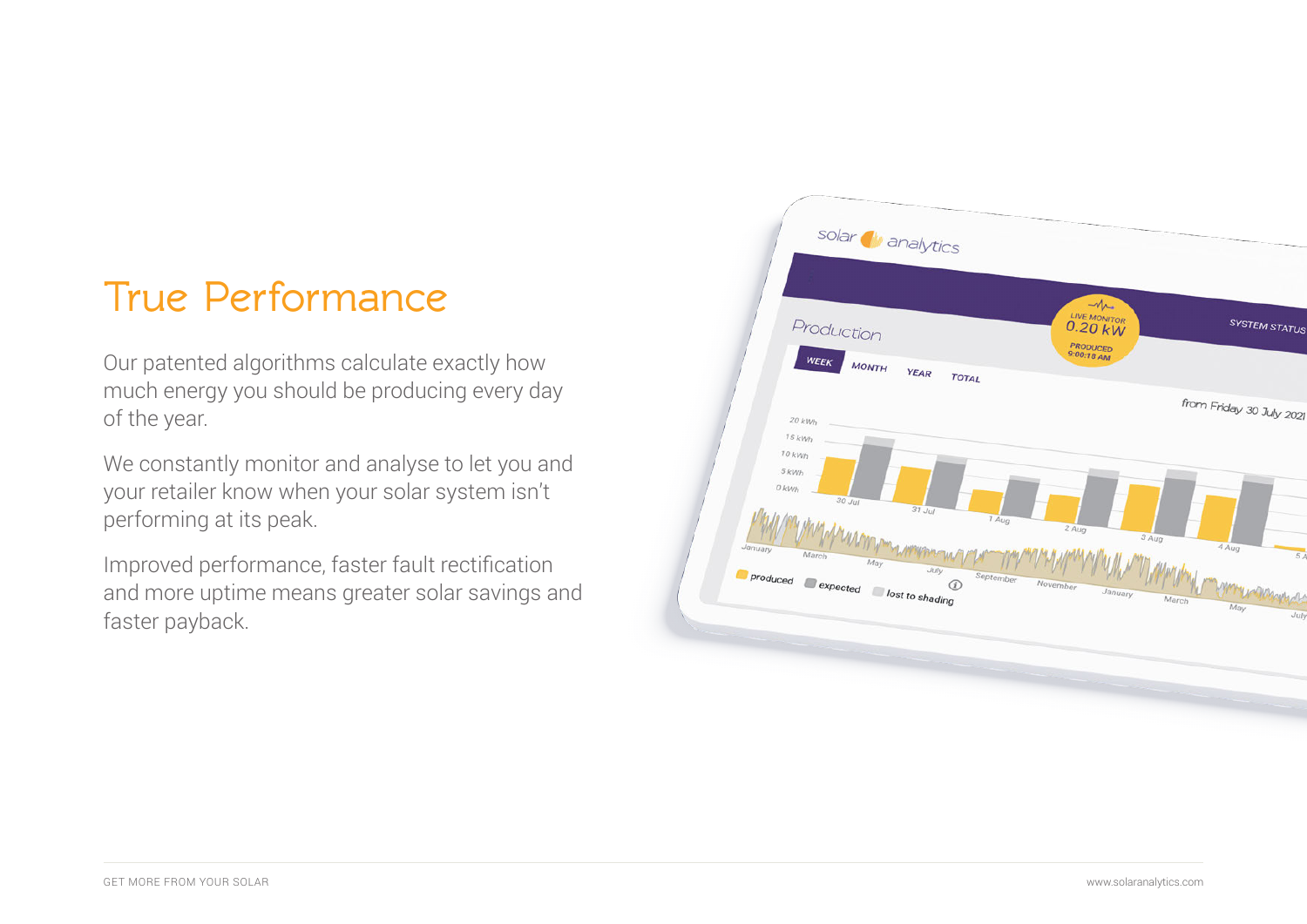# True Performance

Our patented algorithms calculate exactly how much energy you should be producing every day of the year.

We constantly monitor and analyse to let you and your retailer know when your solar system isn't performing at its peak.

Improved performance, faster fault rectification and more uptime means greater solar savings and faster payback.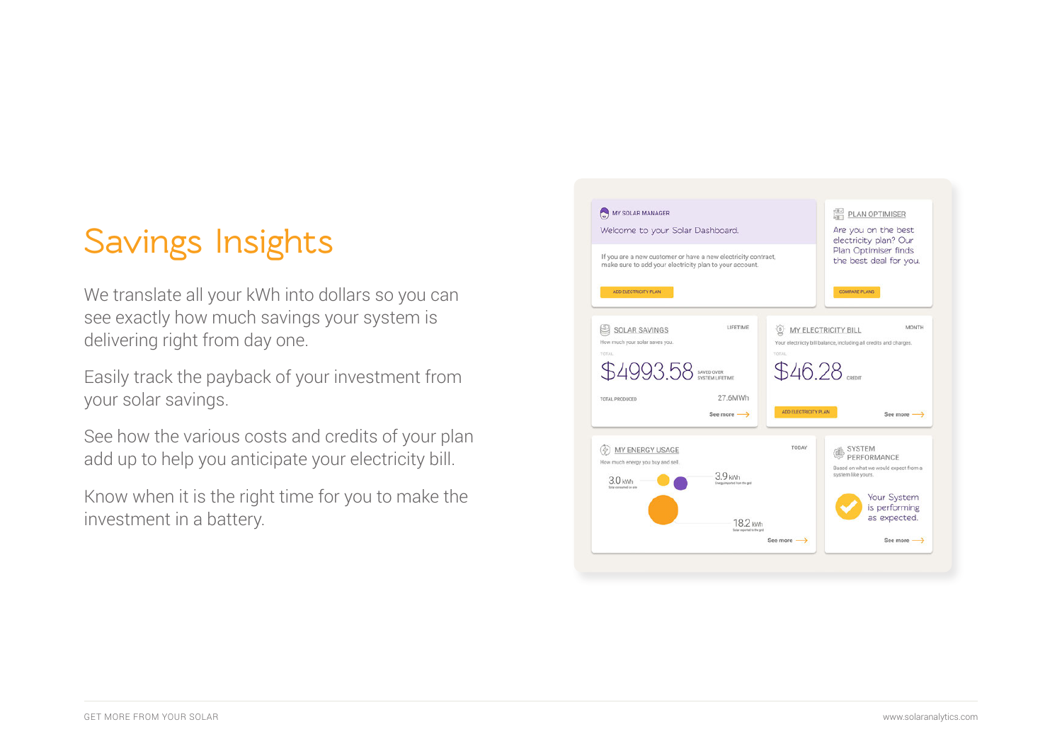# Savings Insights

We translate all your kWh into dollars so you can see exactly how much savings your system is delivering right from day one.

Easily track the payback of your investment from your solar savings.

See how the various costs and credits of your plan add up to help you anticipate your electricity bill.

Know when it is the right time for you to make the investment in a battery.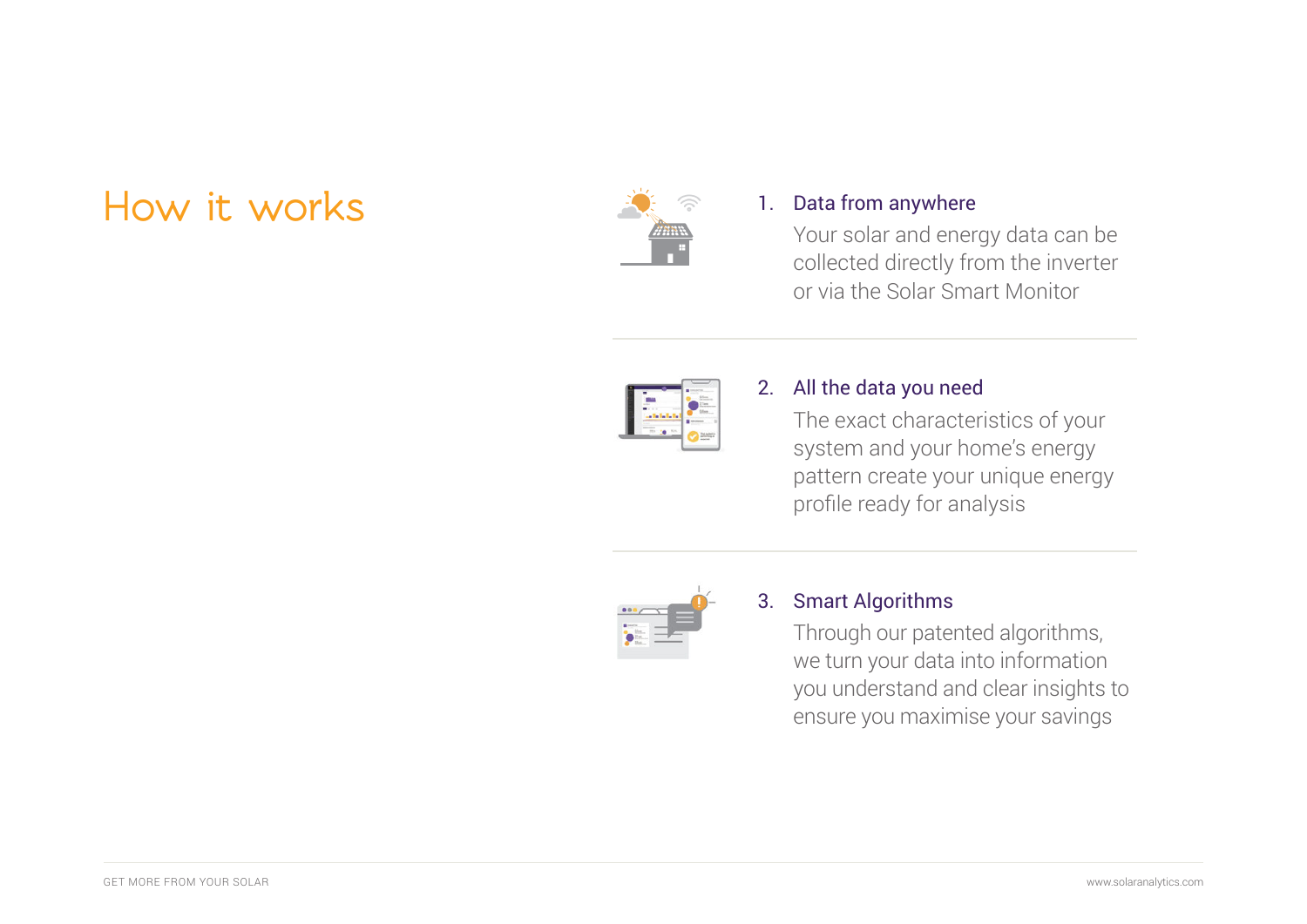# How it works

1. **Data from anywhere**
   Your solar and energy data can be collected directly from the inverter or via the Solar Smart Monitor

2. **All the data you need**
   The exact characteristics of your system and your home's energy pattern create your unique energy profile ready for analysis

3. **Smart Algorithms**
   Through our patented algorithms, we turn your data into information you understand and clear insights to ensure you maximise your savings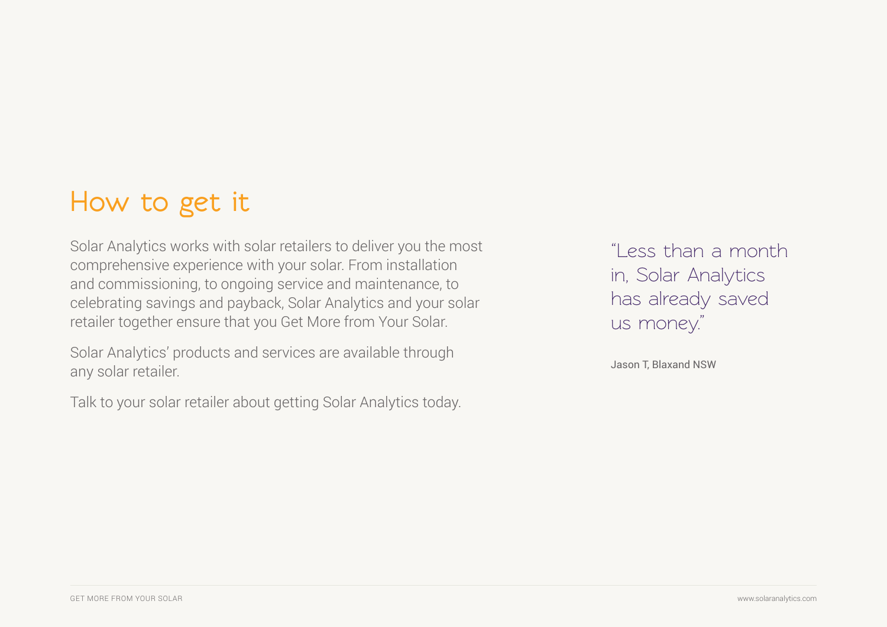# How to get it

Solar Analytics works with solar retailers to deliver you the most comprehensive experience with your solar. From installation and commissioning, to ongoing service and maintenance, to celebrating savings and payback, Solar Analytics and your solar retailer together ensure that you Get More from Your Solar.

Solar Analytics' products and services are available through any solar retailer.

Talk to your solar retailer about getting Solar Analytics today.

> "Less than a month in, Solar Analytics has already saved us money."
>
> Jason T, Blaxand NSW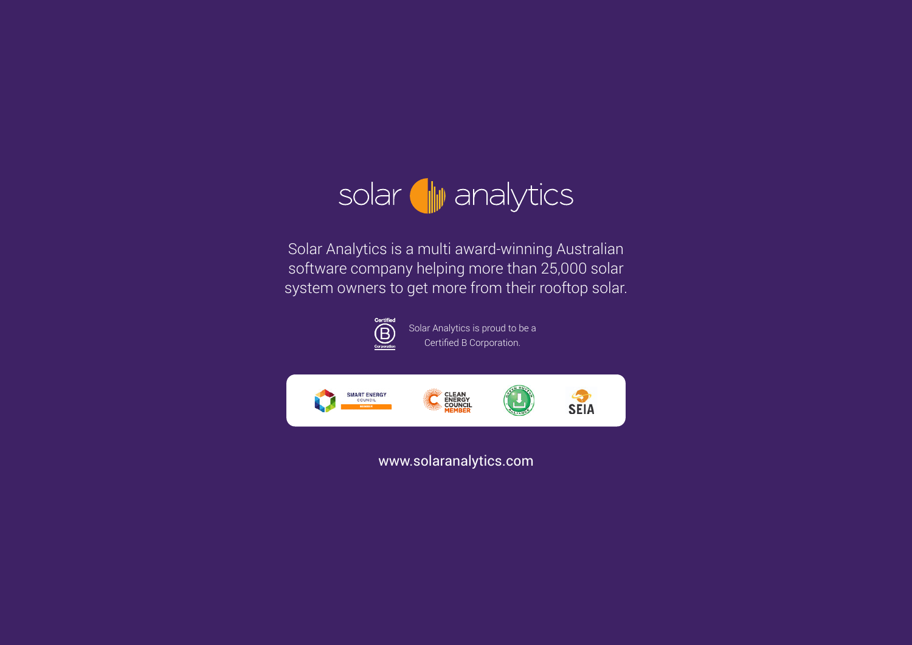solar analytics

Solar Analytics is a multi award-winning Australian software company helping more than 25,000 solar system owners to get more from their rooftop solar.

Certified B Corporation

Solar Analytics is proud to be a Certified B Corporation.

SMART ENERGY COUNCIL MEMBER

CLEAN ENERGY COUNCIL MEMBER

CLEAN COUNTS ALLIANCE

SEIA

www.solaranalytics.com